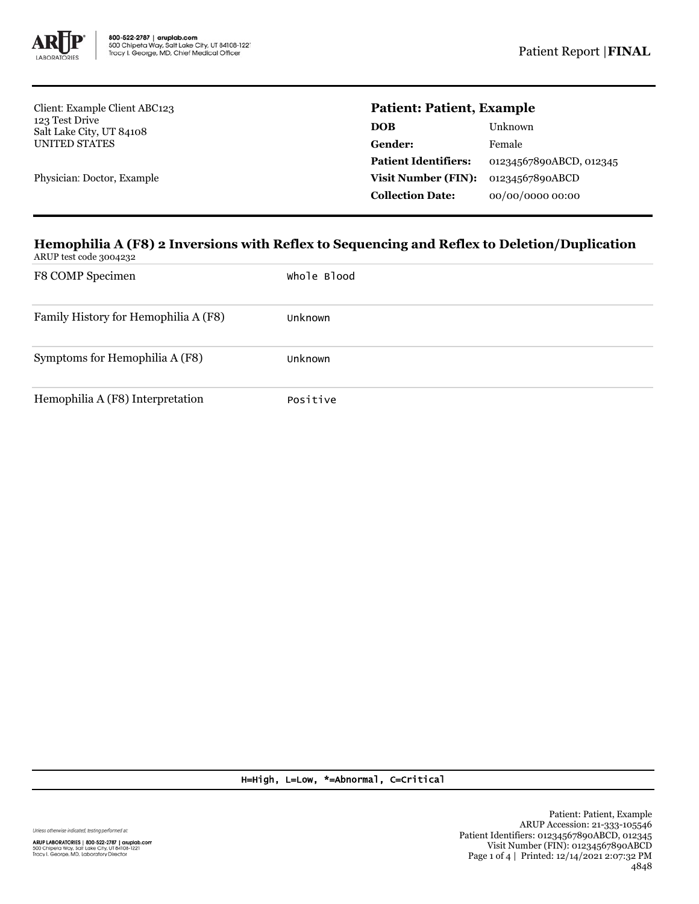800-522-2787 | aruplab.com
500 Chipeta Way, Salt Lake City, UT 84108-1221
Tracy I. George, MD, Chief Medical Officer

Patient Report | **FINAL**

Client: Example Client ABC123
123 Test Drive
Salt Lake City, UT 84108
UNITED STATES

Physician: Doctor, Example

**Patient: Patient, Example**

| | |
|---|---|
| **DOB** | Unknown |
| **Gender:** | Female |
| **Patient Identifiers:** | 01234567890ABCD, 012345 |
| **Visit Number (FIN):** | 01234567890ABCD |
| **Collection Date:** | 00/00/0000 00:00 |

## Hemophilia A (F8) 2 Inversions with Reflex to Sequencing and Reflex to Deletion/Duplication

ARUP test code 3004232

| | |
|---|---|
| F8 COMP Specimen | Whole Blood |
| Family History for Hemophilia A (F8) | Unknown |
| Symptoms for Hemophilia A (F8) | Unknown |
| Hemophilia A (F8) Interpretation | Positive |

H=High, L=Low, *=Abnormal, C=Critical

Unless otherwise indicated, testing performed at:
ARUP LABORATORIES | 800-522-2787 | aruplab.com
500 Chipeta Way, Salt Lake City, UT 84108-1221
Tracy I. George, MD, Laboratory Director

Patient: Patient, Example
ARUP Accession: 21-333-105546
Patient Identifiers: 01234567890ABCD, 012345
Visit Number (FIN): 01234567890ABCD
Printed: 12/14/2021 2:07:32 PM
4848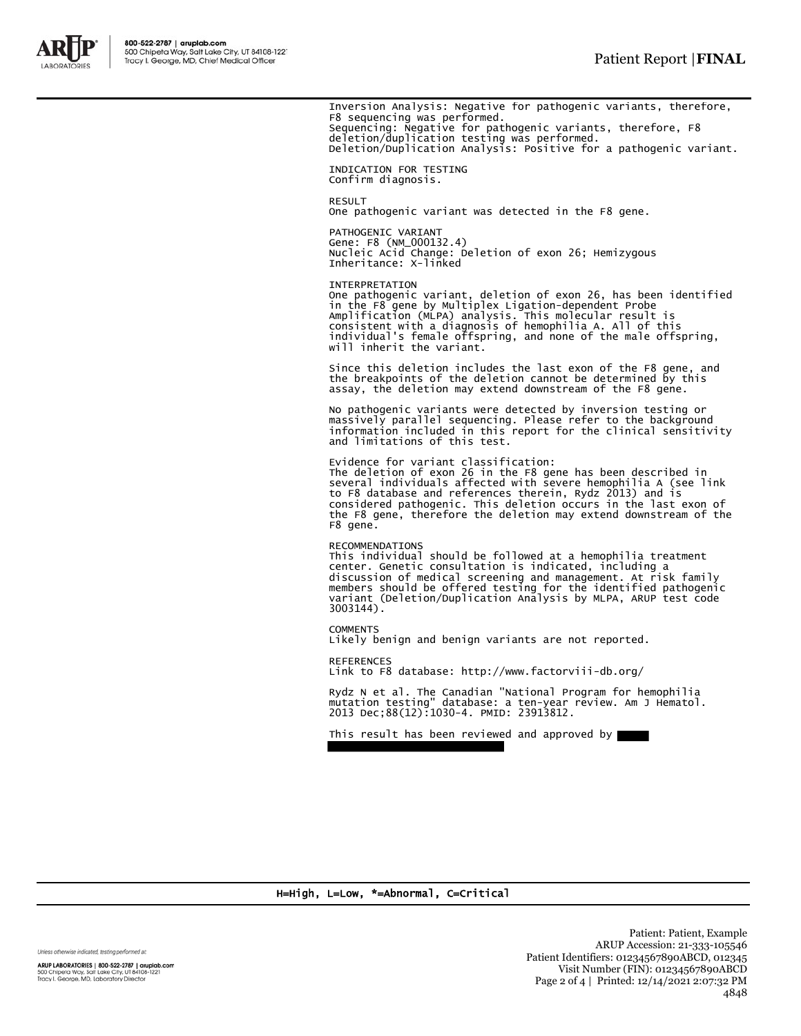Inversion Analysis: Negative for pathogenic variants, therefore, F8 sequencing was performed.
Sequencing: Negative for pathogenic variants, therefore, F8 deletion/duplication testing was performed.
Deletion/Duplication Analysis: Positive for a pathogenic variant.

INDICATION FOR TESTING
Confirm diagnosis.

RESULT
One pathogenic variant was detected in the F8 gene.

PATHOGENIC VARIANT
Gene: F8 (NM_000132.4)
Nucleic Acid Change: Deletion of exon 26; Hemizygous
Inheritance: X-linked

INTERPRETATION
One pathogenic variant, deletion of exon 26, has been identified in the F8 gene by Multiplex Ligation-dependent Probe Amplification (MLPA) analysis. This molecular result is consistent with a diagnosis of hemophilia A. All of this individual's female offspring, and none of the male offspring, will inherit the variant.

Since this deletion includes the last exon of the F8 gene, and the breakpoints of the deletion cannot be determined by this assay, the deletion may extend downstream of the F8 gene.

No pathogenic variants were detected by inversion testing or massively parallel sequencing. Please refer to the background information included in this report for the clinical sensitivity and limitations of this test.

Evidence for variant classification:
The deletion of exon 26 in the F8 gene has been described in several individuals affected with severe hemophilia A (see link to F8 database and references therein, Rydz 2013) and is considered pathogenic. This deletion occurs in the last exon of the F8 gene, therefore the deletion may extend downstream of the F8 gene.

RECOMMENDATIONS
This individual should be followed at a hemophilia treatment center. Genetic consultation is indicated, including a discussion of medical screening and management. At risk family members should be offered testing for the identified pathogenic variant (Deletion/Duplication Analysis by MLPA, ARUP test code 3003144).

COMMENTS
Likely benign and benign variants are not reported.

REFERENCES
Link to F8 database: http://www.factorviii-db.org/

Rydz N et al. The Canadian "National Program for hemophilia mutation testing" database: a ten-year review. Am J Hematol. 2013 Dec;88(12):1030-4. PMID: 23913812.

This result has been reviewed and approved by

H=High, L=Low, *=Abnormal, C=Critical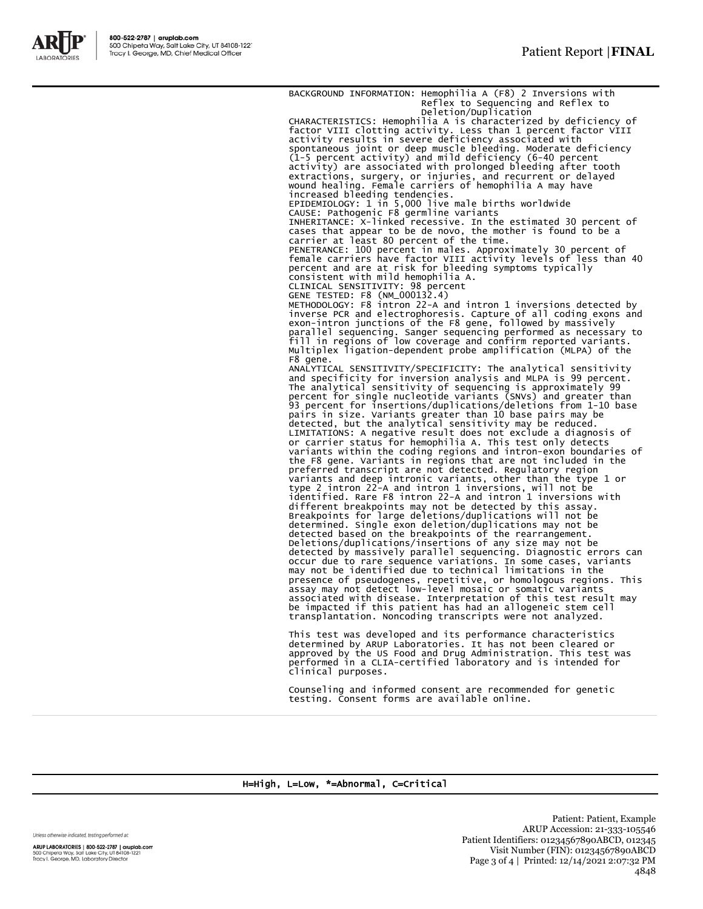BACKGROUND INFORMATION: Hemophilia A (F8) 2 Inversions with Reflex to Sequencing and Reflex to Deletion/Duplication

CHARACTERISTICS: Hemophilia A is characterized by deficiency of factor VIII clotting activity. Less than 1 percent factor VIII activity results in severe deficiency associated with spontaneous joint or deep muscle bleeding. Moderate deficiency (1-5 percent activity) and mild deficiency (6-40 percent activity) are associated with prolonged bleeding after tooth extractions, surgery, or injuries, and recurrent or delayed wound healing. Female carriers of hemophilia A may have increased bleeding tendencies.

EPIDEMIOLOGY: 1 in 5,000 live male births worldwide

CAUSE: Pathogenic F8 germline variants

INHERITANCE: X-linked recessive. In the estimated 30 percent of cases that appear to be de novo, the mother is found to be a carrier at least 80 percent of the time.

PENETRANCE: 100 percent in males. Approximately 30 percent of female carriers have factor VIII activity levels of less than 40 percent and are at risk for bleeding symptoms typically consistent with mild hemophilia A.

CLINICAL SENSITIVITY: 98 percent

GENE TESTED: F8 (NM_000132.4)

METHODOLOGY: F8 intron 22-A and intron 1 inversions detected by inverse PCR and electrophoresis. Capture of all coding exons and exon-intron junctions of the F8 gene, followed by massively parallel sequencing. Sanger sequencing performed as necessary to fill in regions of low coverage and confirm reported variants. Multiplex ligation-dependent probe amplification (MLPA) of the F8 gene.

ANALYTICAL SENSITIVITY/SPECIFICITY: The analytical sensitivity and specificity for inversion analysis and MLPA is 99 percent. The analytical sensitivity of sequencing is approximately 99 percent for single nucleotide variants (SNVs) and greater than 93 percent for insertions/duplications/deletions from 1-10 base pairs in size. Variants greater than 10 base pairs may be detected, but the analytical sensitivity may be reduced.

LIMITATIONS: A negative result does not exclude a diagnosis of or carrier status for hemophilia A. This test only detects variants within the coding regions and intron-exon boundaries of the F8 gene. Variants in regions that are not included in the preferred transcript are not detected. Regulatory region variants and deep intronic variants, other than the type 1 or type 2 intron 22-A and intron 1 inversions, will not be identified. Rare F8 intron 22-A and intron 1 inversions with different breakpoints may not be detected by this assay. Breakpoints for large deletions/duplications will not be determined. Single exon deletion/duplications may not be detected based on the breakpoints of the rearrangement. Deletions/duplications/insertions of any size may not be detected by massively parallel sequencing. Diagnostic errors can occur due to rare sequence variations. In some cases, variants may not be identified due to technical limitations in the presence of pseudogenes, repetitive, or homologous regions. This assay may not detect low-level mosaic or somatic variants associated with disease. Interpretation of this test result may be impacted if this patient has had an allogeneic stem cell transplantation. Noncoding transcripts were not analyzed.

This test was developed and its performance characteristics determined by ARUP Laboratories. It has not been cleared or approved by the US Food and Drug Administration. This test was performed in a CLIA-certified laboratory and is intended for clinical purposes.

Counseling and informed consent are recommended for genetic testing. Consent forms are available online.

H=High, L=Low, *=Abnormal, C=Critical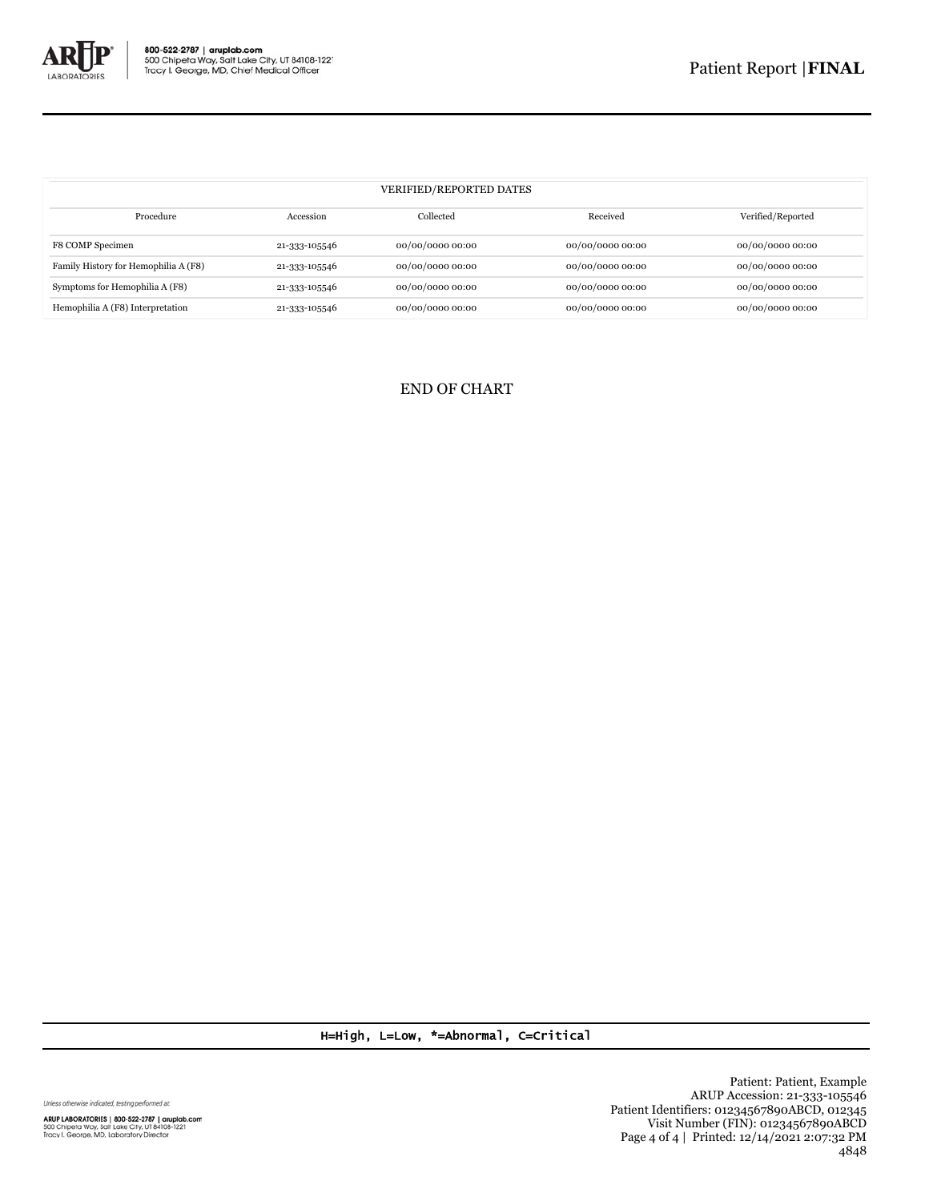| VERIFIED/REPORTED DATES | | | | |
| --- | --- | --- | --- | --- |
| Procedure | Accession | Collected | Received | Verified/Reported |
| F8 COMP Specimen | 21-333-105546 | 00/00/0000 00:00 | 00/00/0000 00:00 | 00/00/0000 00:00 |
| Family History for Hemophilia A (F8) | 21-333-105546 | 00/00/0000 00:00 | 00/00/0000 00:00 | 00/00/0000 00:00 |
| Symptoms for Hemophilia A (F8) | 21-333-105546 | 00/00/0000 00:00 | 00/00/0000 00:00 | 00/00/0000 00:00 |
| Hemophilia A (F8) Interpretation | 21-333-105546 | 00/00/0000 00:00 | 00/00/0000 00:00 | 00/00/0000 00:00 |

END OF CHART

H=High, L=Low, *=Abnormal, C=Critical

Unless otherwise indicated, testing performed at:

ARUP LABORATORIES | 800-522-2787 | aruplab.com
500 Chipeta Way, Salt Lake City, UT 84108-1221
Tracy I. George, MD, Laboratory Director

Patient: Patient, Example
ARUP Accession: 21-333-105546
Patient Identifiers: 01234567890ABCD, 012345
Visit Number (FIN): 01234567890ABCD
Printed: 12/14/2021 2:07:32 PM
4848